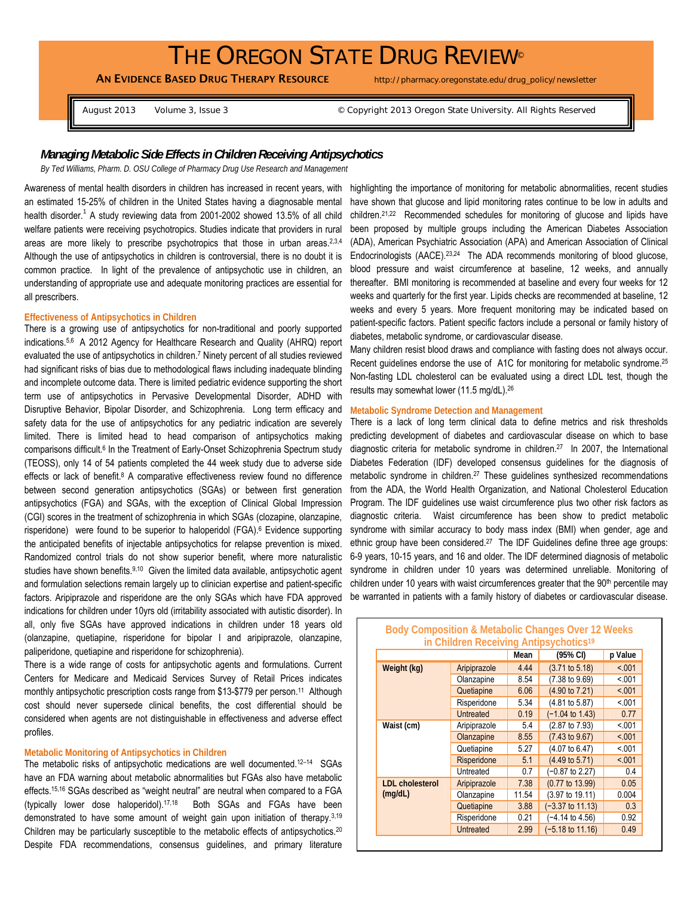# THE OREGON STATE DRUG REVIEW©

**AN EVIDENCE BASED DRUG THERAPY RESOURCE** http://pharmacy.oregonstate.edu/drug_policy/newsletter

August 2013 Volume 3, Issue 3 © Copyright 2013 Oregon State University. All Rights Reserved

## *Managing Metabolic Side Effects in Children Receiving Antipsychotics*

*By Ted Williams, Pharm. D. OSU College of Pharmacy Drug Use Research and Management*

Awareness of mental health disorders in children has increased in recent years, with an estimated 15-25% of children in the United States having a diagnosable mental health disorder.[1] A study reviewing data from 2001-2002 showed 13.5% of all child welfare patients were receiving psychotropics. Studies indicate that providers in rural areas are more likely to prescribe psychotropics that those in urban areas.[2,3,4] Although the use of antipsychotics in children is controversial, there is no doubt it is common practice. In light of the prevalence of antipsychotic use in children, an understanding of appropriate use and adequate monitoring practices are essential for all prescribers.

### Effectiveness of Antipsychotics in Children

There is a growing use of antipsychotics for non-traditional and poorly supported indications.[5,6] A 2012 Agency for Healthcare Research and Quality (AHRQ) report evaluated the use of antipsychotics in children.[7] Ninety percent of all studies reviewed had significant risks of bias due to methodological flaws including inadequate blinding and incomplete outcome data. There is limited pediatric evidence supporting the short term use of antipsychotics in Pervasive Developmental Disorder, ADHD with Disruptive Behavior, Bipolar Disorder, and Schizophrenia. Long term efficacy and safety data for the use of antipsychotics for any pediatric indication are severely limited. There is limited head to head comparison of antipsychotics making comparisons difficult.[6] In the Treatment of Early-Onset Schizophrenia Spectrum study (TEOSS), only 14 of 54 patients completed the 44 week study due to adverse side effects or lack of benefit.[8] A comparative effectiveness review found no difference between second generation antipsychotics (SGAs) or between first generation antipsychotics (FGA) and SGAs, with the exception of Clinical Global Impression (CGI) scores in the treatment of schizophrenia in which SGAs (clozapine, olanzapine, risperidone) were found to be superior to haloperidol (FGA).[6] Evidence supporting the anticipated benefits of injectable antipsychotics for relapse prevention is mixed. Randomized control trials do not show superior benefit, where more naturalistic studies have shown benefits.[9,10] Given the limited data available, antipsychotic agent and formulation selections remain largely up to clinician expertise and patient-specific factors. Aripiprazole and risperidone are the only SGAs which have FDA approved indications for children under 10yrs old (irritability associated with autistic disorder). In all, only five SGAs have approved indications in children under 18 years old (olanzapine, quetiapine, risperidone for bipolar I and aripiprazole, olanzapine, paliperidone, quetiapine and risperidone for schizophrenia).

There is a wide range of costs for antipsychotic agents and formulations. Current Centers for Medicare and Medicaid Services Survey of Retail Prices indicates monthly antipsychotic prescription costs range from $13-$779 per person.[11] Although cost should never supersede clinical benefits, the cost differential should be considered when agents are not distinguishable in effectiveness and adverse effect profiles.

### Metabolic Monitoring of Antipsychotics in Children

The metabolic risks of antipsychotic medications are well documented.[12–14] SGAs have an FDA warning about metabolic abnormalities but FGAs also have metabolic effects.[15,16] SGAs described as "weight neutral" are neutral when compared to a FGA (typically lower dose haloperidol).[17,18] Both SGAs and FGAs have been demonstrated to have some amount of weight gain upon initiation of therapy.[3,19] Children may be particularly susceptible to the metabolic effects of antipsychotics.[20] Despite FDA recommendations, consensus guidelines, and primary literature highlighting the importance of monitoring for metabolic abnormalities, recent studies have shown that glucose and lipid monitoring rates continue to be low in adults and children.[21,22] Recommended schedules for monitoring of glucose and lipids have been proposed by multiple groups including the American Diabetes Association (ADA), American Psychiatric Association (APA) and American Association of Clinical Endocrinologists (AACE).[23,24] The ADA recommends monitoring of blood glucose, blood pressure and waist circumference at baseline, 12 weeks, and annually thereafter. BMI monitoring is recommended at baseline and every four weeks for 12 weeks and quarterly for the first year. Lipids checks are recommended at baseline, 12 weeks and every 5 years. More frequent monitoring may be indicated based on patient-specific factors. Patient specific factors include a personal or family history of diabetes, metabolic syndrome, or cardiovascular disease.

Many children resist blood draws and compliance with fasting does not always occur. Recent guidelines endorse the use of A1C for monitoring for metabolic syndrome.[25] Non-fasting LDL cholesterol can be evaluated using a direct LDL test, though the results may somewhat lower (11.5 mg/dL).[26]

### Metabolic Syndrome Detection and Management

There is a lack of long term clinical data to define metrics and risk thresholds predicting development of diabetes and cardiovascular disease on which to base diagnostic criteria for metabolic syndrome in children.[27] In 2007, the International Diabetes Federation (IDF) developed consensus guidelines for the diagnosis of metabolic syndrome in children.[27] These guidelines synthesized recommendations from the ADA, the World Health Organization, and National Cholesterol Education Program. The IDF guidelines use waist circumference plus two other risk factors as diagnostic criteria. Waist circumference has been show to predict metabolic syndrome with similar accuracy to body mass index (BMI) when gender, age and ethnic group have been considered.[27] The IDF Guidelines define three age groups: 6-9 years, 10-15 years, and 16 and older. The IDF determined diagnosis of metabolic syndrome in children under 10 years was determined unreliable. Monitoring of children under 10 years with waist circumferences greater that the 90th percentile may be warranted in patients with a family history of diabetes or cardiovascular disease.

**Body Composition & Metabolic Changes Over 12 Weeks in Children Receiving Antipsychotics[19]**

| | | Mean | (95% CI) | p Value |
|---|---|---|---|---|
| **Weight (kg)** | Aripiprazole | 4.44 | (3.71 to 5.18) | <.001 |
| | Olanzapine | 8.54 | (7.38 to 9.69) | <.001 |
| | Quetiapine | 6.06 | (4.90 to 7.21) | <.001 |
| | Risperidone | 5.34 | (4.81 to 5.87) | <.001 |
| | Untreated | 0.19 | (−1.04 to 1.43) | 0.77 |
| **Waist (cm)** | Aripiprazole | 5.4 | (2.87 to 7.93) | <.001 |
| | Olanzapine | 8.55 | (7.43 to 9.67) | <.001 |
| | Quetiapine | 5.27 | (4.07 to 6.47) | <.001 |
| | Risperidone | 5.1 | (4.49 to 5.71) | <.001 |
| | Untreated | 0.7 | (−0.87 to 2.27) | 0.4 |
| **LDL cholesterol (mg/dL)** | Aripiprazole | 7.38 | (0.77 to 13.99) | 0.05 |
| | Olanzapine | 11.54 | (3.97 to 19.11) | 0.004 |
| | Quetiapine | 3.88 | (−3.37 to 11.13) | 0.3 |
| | Risperidone | 0.21 | (−4.14 to 4.56) | 0.92 |
| | Untreated | 2.99 | (−5.18 to 11.16) | 0.49 |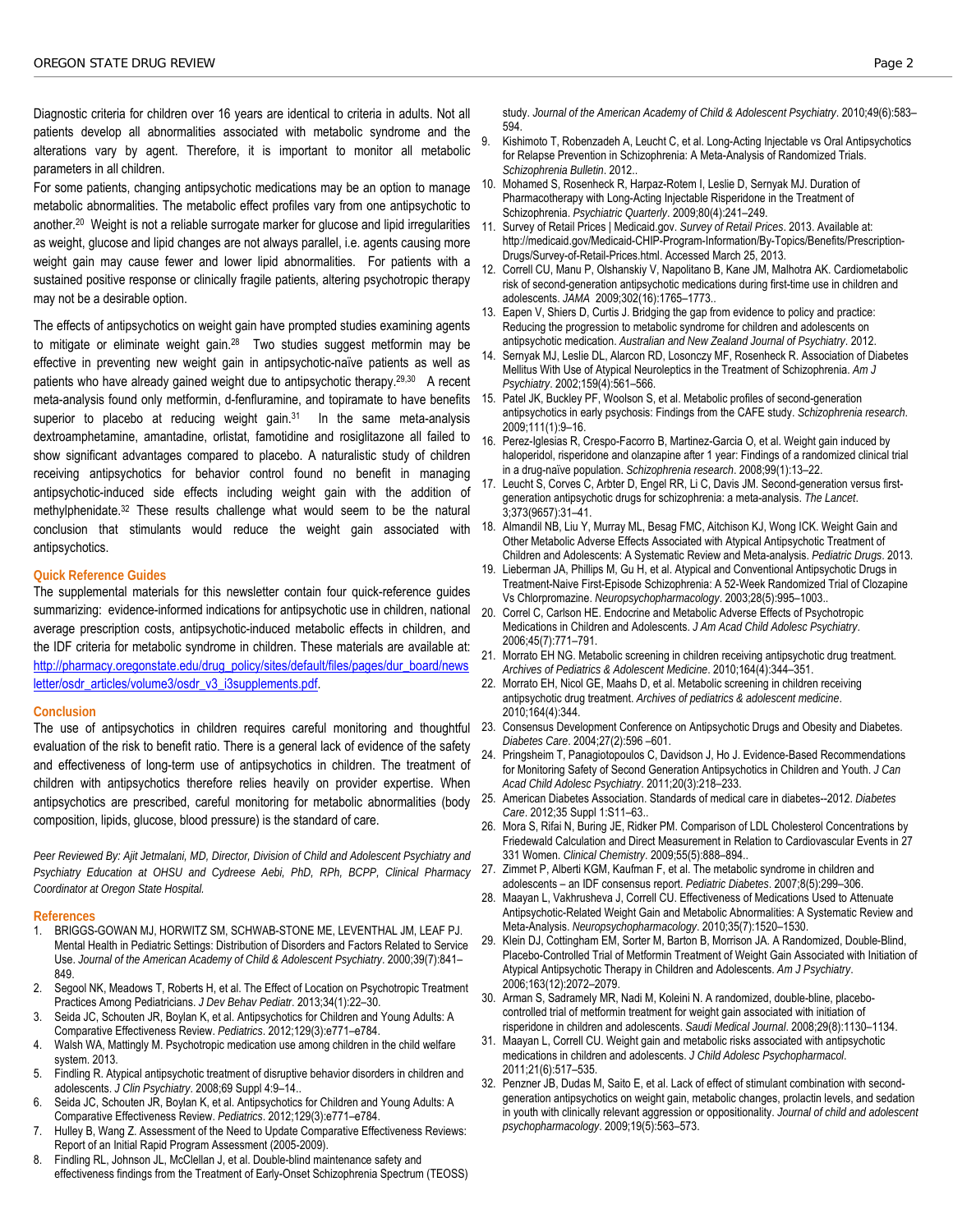Diagnostic criteria for children over 16 years are identical to criteria in adults. Not all patients develop all abnormalities associated with metabolic syndrome and the alterations vary by agent. Therefore, it is important to monitor all metabolic parameters in all children.

For some patients, changing antipsychotic medications may be an option to manage metabolic abnormalities. The metabolic effect profiles vary from one antipsychotic to another.[20] Weight is not a reliable surrogate marker for glucose and lipid irregularities as weight, glucose and lipid changes are not always parallel, i.e. agents causing more weight gain may cause fewer and lower lipid abnormalities. For patients with a sustained positive response or clinically fragile patients, altering psychotropic therapy may not be a desirable option.

The effects of antipsychotics on weight gain have prompted studies examining agents to mitigate or eliminate weight gain.[28] Two studies suggest metformin may be effective in preventing new weight gain in antipsychotic-naïve patients as well as patients who have already gained weight due to antipsychotic therapy.[29,30] A recent meta-analysis found only metformin, d-fenfluramine, and topiramate to have benefits superior to placebo at reducing weight gain.[31] In the same meta-analysis dextroamphetamine, amantadine, orlistat, famotidine and rosiglitazone all failed to show significant advantages compared to placebo. A naturalistic study of children receiving antipsychotics for behavior control found no benefit in managing antipsychotic-induced side effects including weight gain with the addition of methylphenidate.[32] These results challenge what would seem to be the natural conclusion that stimulants would reduce the weight gain associated with antipsychotics.

## Quick Reference Guides

The supplemental materials for this newsletter contain four quick-reference guides summarizing: evidence-informed indications for antipsychotic use in children, national average prescription costs, antipsychotic-induced metabolic effects in children, and the IDF criteria for metabolic syndrome in children. These materials are available at: http://pharmacy.oregonstate.edu/drug_policy/sites/default/files/pages/dur_board/newsletter/osdr_articles/volume3/osdr_v3_i3supplements.pdf.

## Conclusion

The use of antipsychotics in children requires careful monitoring and thoughtful evaluation of the risk to benefit ratio. There is a general lack of evidence of the safety and effectiveness of long-term use of antipsychotics in children. The treatment of children with antipsychotics therefore relies heavily on provider expertise. When antipsychotics are prescribed, careful monitoring for metabolic abnormalities (body composition, lipids, glucose, blood pressure) is the standard of care.

*Peer Reviewed By: Ajit Jetmalani, MD, Director, Division of Child and Adolescent Psychiatry and Psychiatry Education at OHSU and Cydreese Aebi, PhD, RPh, BCPP, Clinical Pharmacy Coordinator at Oregon State Hospital.*

## References

1. BRIGGS-GOWAN MJ, HORWITZ SM, SCHWAB-STONE ME, LEVENTHAL JM, LEAF PJ. Mental Health in Pediatric Settings: Distribution of Disorders and Factors Related to Service Use. *Journal of the American Academy of Child & Adolescent Psychiatry*. 2000;39(7):841–849.
2. Segool NK, Meadows T, Roberts H, et al. The Effect of Location on Psychotropic Treatment Practices Among Pediatricians. *J Dev Behav Pediatr*. 2013;34(1):22–30.
3. Seida JC, Schouten JR, Boylan K, et al. Antipsychotics for Children and Young Adults: A Comparative Effectiveness Review. *Pediatrics*. 2012;129(3):e771–e784.
4. Walsh WA, Mattingly M. Psychotropic medication use among children in the child welfare system. 2013.
5. Findling R. Atypical antipsychotic treatment of disruptive behavior disorders in children and adolescents. *J Clin Psychiatry*. 2008;69 Suppl 4:9–14..
6. Seida JC, Schouten JR, Boylan K, et al. Antipsychotics for Children and Young Adults: A Comparative Effectiveness Review. *Pediatrics*. 2012;129(3):e771–e784.
7. Hulley B, Wang Z. Assessment of the Need to Update Comparative Effectiveness Reviews: Report of an Initial Rapid Program Assessment (2005-2009).
8. Findling RL, Johnson JL, McClellan J, et al. Double-blind maintenance safety and effectiveness findings from the Treatment of Early-Onset Schizophrenia Spectrum (TEOSS) study. *Journal of the American Academy of Child & Adolescent Psychiatry*. 2010;49(6):583–594.
9. Kishimoto T, Robenzadeh A, Leucht C, et al. Long-Acting Injectable vs Oral Antipsychotics for Relapse Prevention in Schizophrenia: A Meta-Analysis of Randomized Trials. *Schizophrenia Bulletin*. 2012..
10. Mohamed S, Rosenheck R, Harpaz-Rotem I, Leslie D, Sernyak MJ. Duration of Pharmacotherapy with Long-Acting Injectable Risperidone in the Treatment of Schizophrenia. *Psychiatric Quarterly*. 2009;80(4):241–249.
11. Survey of Retail Prices | Medicaid.gov. *Survey of Retail Prices*. 2013. Available at: http://medicaid.gov/Medicaid-CHIP-Program-Information/By-Topics/Benefits/Prescription-Drugs/Survey-of-Retail-Prices.html. Accessed March 25, 2013.
12. Correll CU, Manu P, Olshanskiy V, Napolitano B, Kane JM, Malhotra AK. Cardiometabolic risk of second-generation antipsychotic medications during first-time use in children and adolescents. *JAMA* 2009;302(16):1765–1773..
13. Eapen V, Shiers D, Curtis J. Bridging the gap from evidence to policy and practice: Reducing the progression to metabolic syndrome for children and adolescents on antipsychotic medication. *Australian and New Zealand Journal of Psychiatry*. 2012.
14. Sernyak MJ, Leslie DL, Alarcon RD, Losonczy MF, Rosenheck R. Association of Diabetes Mellitus With Use of Atypical Neuroleptics in the Treatment of Schizophrenia. *Am J Psychiatry*. 2002;159(4):561–566.
15. Patel JK, Buckley PF, Woolson S, et al. Metabolic profiles of second-generation antipsychotics in early psychosis: Findings from the CAFE study. *Schizophrenia research*. 2009;111(1):9–16.
16. Perez-Iglesias R, Crespo-Facorro B, Martinez-Garcia O, et al. Weight gain induced by haloperidol, risperidone and olanzapine after 1 year: Findings of a randomized clinical trial in a drug-naïve population. *Schizophrenia research*. 2008;99(1):13–22.
17. Leucht S, Corves C, Arbter D, Engel RR, Li C, Davis JM. Second-generation versus first-generation antipsychotic drugs for schizophrenia: a meta-analysis. *The Lancet*. 3;373(9657):31–41.
18. Almandil NB, Liu Y, Murray ML, Besag FMC, Aitchison KJ, Wong ICK. Weight Gain and Other Metabolic Adverse Effects Associated with Atypical Antipsychotic Treatment of Children and Adolescents: A Systematic Review and Meta-analysis. *Pediatric Drugs*. 2013.
19. Lieberman JA, Phillips M, Gu H, et al. Atypical and Conventional Antipsychotic Drugs in Treatment-Naive First-Episode Schizophrenia: A 52-Week Randomized Trial of Clozapine Vs Chlorpromazine. *Neuropsychopharmacology*. 2003;28(5):995–1003..
20. Correl C, Carlson HE. Endocrine and Metabolic Adverse Effects of Psychotropic Medications in Children and Adolescents. *J Am Acad Child Adolesc Psychiatry*. 2006;45(7):771–791.
21. Morrato EH NG. Metabolic screening in children receiving antipsychotic drug treatment. *Archives of Pediatrics & Adolescent Medicine*. 2010;164(4):344–351.
22. Morrato EH, Nicol GE, Maahs D, et al. Metabolic screening in children receiving antipsychotic drug treatment. *Archives of pediatrics & adolescent medicine*. 2010;164(4):344.
23. Consensus Development Conference on Antipsychotic Drugs and Obesity and Diabetes. *Diabetes Care*. 2004;27(2):596 –601.
24. Pringsheim T, Panagiotopoulos C, Davidson J, Ho J. Evidence-Based Recommendations for Monitoring Safety of Second Generation Antipsychotics in Children and Youth. *J Can Acad Child Adolesc Psychiatry*. 2011;20(3):218–233.
25. American Diabetes Association. Standards of medical care in diabetes--2012. *Diabetes Care*. 2012;35 Suppl 1:S11–63..
26. Mora S, Rifai N, Buring JE, Ridker PM. Comparison of LDL Cholesterol Concentrations by Friedewald Calculation and Direct Measurement in Relation to Cardiovascular Events in 27 331 Women. *Clinical Chemistry*. 2009;55(5):888–894..
27. Zimmet P, Alberti KGM, Kaufman F, et al. The metabolic syndrome in children and adolescents – an IDF consensus report. *Pediatric Diabetes*. 2007;8(5):299–306.
28. Maayan L, Vakhrusheva J, Correll CU. Effectiveness of Medications Used to Attenuate Antipsychotic-Related Weight Gain and Metabolic Abnormalities: A Systematic Review and Meta-Analysis. *Neuropsychopharmacology*. 2010;35(7):1520–1530.
29. Klein DJ, Cottingham EM, Sorter M, Barton B, Morrison JA. A Randomized, Double-Blind, Placebo-Controlled Trial of Metformin Treatment of Weight Gain Associated with Initiation of Atypical Antipsychotic Therapy in Children and Adolescents. *Am J Psychiatry*. 2006;163(12):2072–2079.
30. Arman S, Sadramely MR, Nadi M, Koleini N. A randomized, double-bline, placebo-controlled trial of metformin treatment for weight gain associated with initiation of risperidone in children and adolescents. *Saudi Medical Journal*. 2008;29(8):1130–1134.
31. Maayan L, Correll CU. Weight gain and metabolic risks associated with antipsychotic medications in children and adolescents. *J Child Adolesc Psychopharmacol*. 2011;21(6):517–535.
32. Penzner JB, Dudas M, Saito E, et al. Lack of effect of stimulant combination with second-generation antipsychotics on weight gain, metabolic changes, prolactin levels, and sedation in youth with clinically relevant aggression or oppositionality. *Journal of child and adolescent psychopharmacology*. 2009;19(5):563–573.